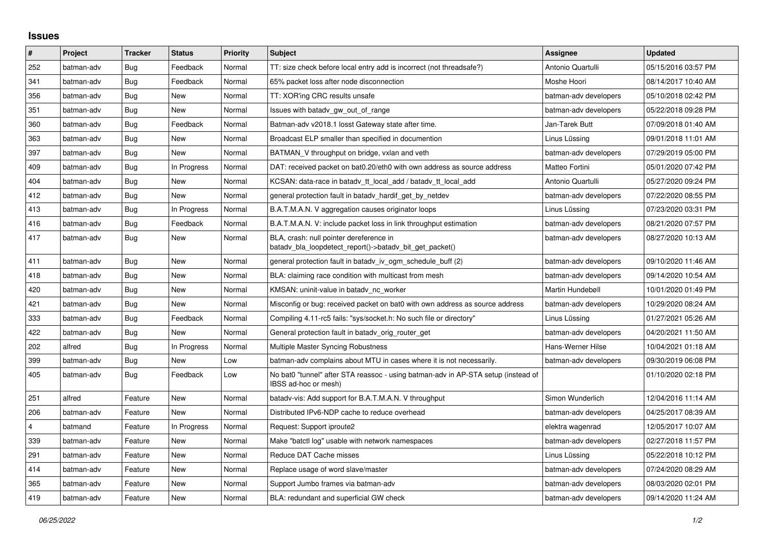## Issues

| # | Project | Tracker | Status | Priority | Subject | Assignee | Updated |
|---|---|---|---|---|---|---|---|
| 252 | batman-adv | Bug | Feedback | Normal | TT: size check before local entry add is incorrect (not threadsafe?) | Antonio Quartulli | 05/15/2016 03:57 PM |
| 341 | batman-adv | Bug | Feedback | Normal | 65% packet loss after node disconnection | Moshe Hoori | 08/14/2017 10:40 AM |
| 356 | batman-adv | Bug | New | Normal | TT: XOR'ing CRC results unsafe | batman-adv developers | 05/10/2018 02:42 PM |
| 351 | batman-adv | Bug | New | Normal | Issues with batadv_gw_out_of_range | batman-adv developers | 05/22/2018 09:28 PM |
| 360 | batman-adv | Bug | Feedback | Normal | Batman-adv v2018.1 losst Gateway state after time. | Jan-Tarek Butt | 07/09/2018 01:40 AM |
| 363 | batman-adv | Bug | New | Normal | Broadcast ELP smaller than specified in documention | Linus Lüssing | 09/01/2018 11:01 AM |
| 397 | batman-adv | Bug | New | Normal | BATMAN_V throughput on bridge, vxlan and veth | batman-adv developers | 07/29/2019 05:00 PM |
| 409 | batman-adv | Bug | In Progress | Normal | DAT: received packet on bat0.20/eth0 with own address as source address | Matteo Fortini | 05/01/2020 07:42 PM |
| 404 | batman-adv | Bug | New | Normal | KCSAN: data-race in batadv_tt_local_add / batadv_tt_local_add | Antonio Quartulli | 05/27/2020 09:24 PM |
| 412 | batman-adv | Bug | New | Normal | general protection fault in batadv_hardif_get_by_netdev | batman-adv developers | 07/22/2020 08:55 PM |
| 413 | batman-adv | Bug | In Progress | Normal | B.A.T.M.A.N. V aggregation causes originator loops | Linus Lüssing | 07/23/2020 03:31 PM |
| 416 | batman-adv | Bug | Feedback | Normal | B.A.T.M.A.N. V: include packet loss in link throughput estimation | batman-adv developers | 08/21/2020 07:57 PM |
| 417 | batman-adv | Bug | New | Normal | BLA, crash: null pointer dereference in batadv_bla_loopdetect_report()->batadv_bit_get_packet() | batman-adv developers | 08/27/2020 10:13 AM |
| 411 | batman-adv | Bug | New | Normal | general protection fault in batadv_iv_ogm_schedule_buff (2) | batman-adv developers | 09/10/2020 11:46 AM |
| 418 | batman-adv | Bug | New | Normal | BLA: claiming race condition with multicast from mesh | batman-adv developers | 09/14/2020 10:54 AM |
| 420 | batman-adv | Bug | New | Normal | KMSAN: uninit-value in batadv_nc_worker | Martin Hundebøll | 10/01/2020 01:49 PM |
| 421 | batman-adv | Bug | New | Normal | Misconfig or bug: received packet on bat0 with own address as source address | batman-adv developers | 10/29/2020 08:24 AM |
| 333 | batman-adv | Bug | Feedback | Normal | Compiling 4.11-rc5 fails: "sys/socket.h: No such file or directory" | Linus Lüssing | 01/27/2021 05:26 AM |
| 422 | batman-adv | Bug | New | Normal | General protection fault in batadv_orig_router_get | batman-adv developers | 04/20/2021 11:50 AM |
| 202 | alfred | Bug | In Progress | Normal | Multiple Master Syncing Robustness | Hans-Werner Hilse | 10/04/2021 01:18 AM |
| 399 | batman-adv | Bug | New | Low | batman-adv complains about MTU in cases where it is not necessarily. | batman-adv developers | 09/30/2019 06:08 PM |
| 405 | batman-adv | Bug | Feedback | Low | No bat0 "tunnel" after STA reassoc - using batman-adv in AP-STA setup (instead of IBSS ad-hoc or mesh) | | 01/10/2020 02:18 PM |
| 251 | alfred | Feature | New | Normal | batadv-vis: Add support for B.A.T.M.A.N. V throughput | Simon Wunderlich | 12/04/2016 11:14 AM |
| 206 | batman-adv | Feature | New | Normal | Distributed IPv6-NDP cache to reduce overhead | batman-adv developers | 04/25/2017 08:39 AM |
| 4 | batmand | Feature | In Progress | Normal | Request: Support iproute2 | elektra wagenrad | 12/05/2017 10:07 AM |
| 339 | batman-adv | Feature | New | Normal | Make "batctl log" usable with network namespaces | batman-adv developers | 02/27/2018 11:57 PM |
| 291 | batman-adv | Feature | New | Normal | Reduce DAT Cache misses | Linus Lüssing | 05/22/2018 10:12 PM |
| 414 | batman-adv | Feature | New | Normal | Replace usage of word slave/master | batman-adv developers | 07/24/2020 08:29 AM |
| 365 | batman-adv | Feature | New | Normal | Support Jumbo frames via batman-adv | batman-adv developers | 08/03/2020 02:01 PM |
| 419 | batman-adv | Feature | New | Normal | BLA: redundant and superficial GW check | batman-adv developers | 09/14/2020 11:24 AM |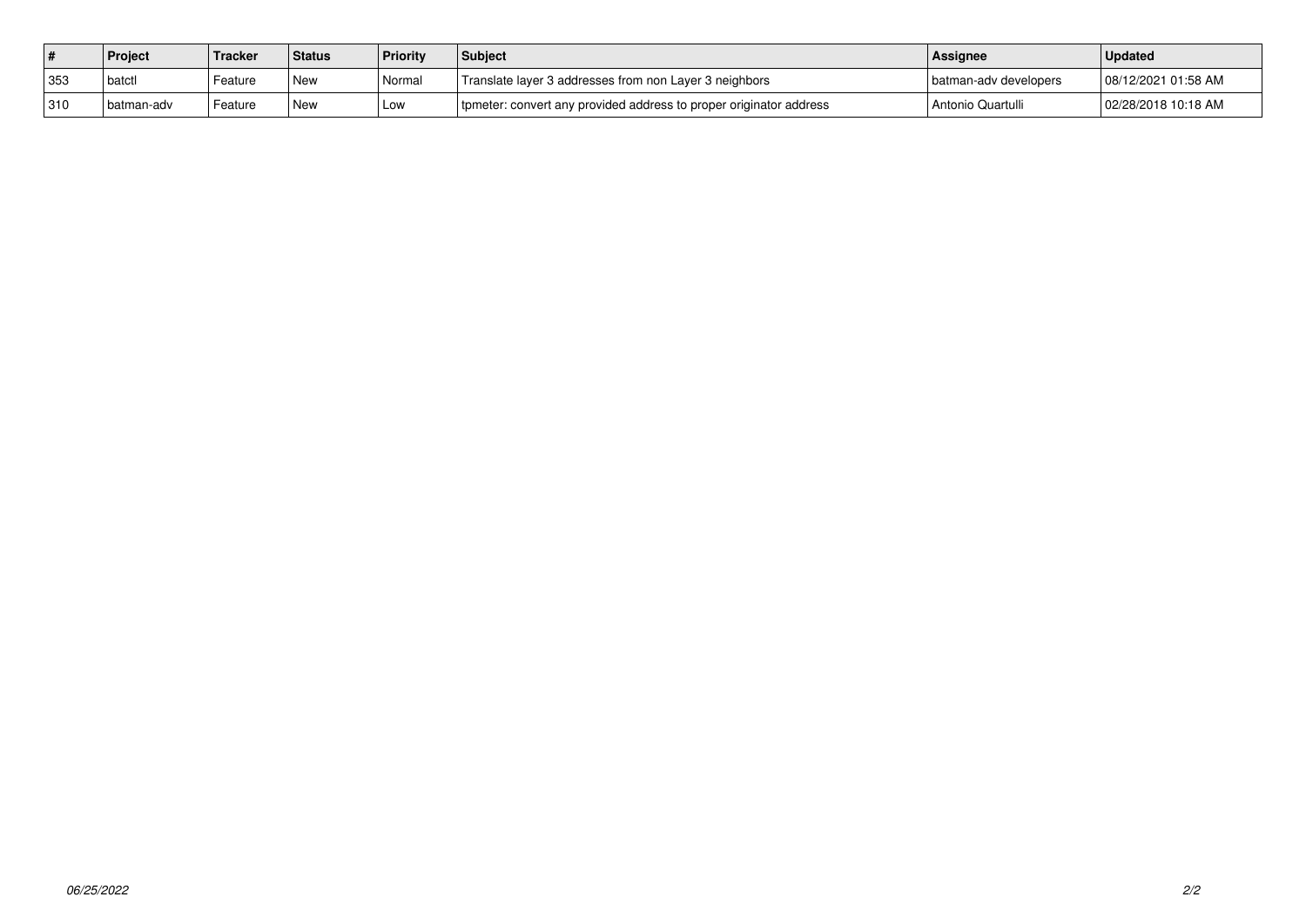| # | Project | Tracker | Status | Priority | Subject | Assignee | Updated |
|---|---|---|---|---|---|---|---|
| 353 | batctl | Feature | New | Normal | Translate layer 3 addresses from non Layer 3 neighbors | batman-adv developers | 08/12/2021 01:58 AM |
| 310 | batman-adv | Feature | New | Low | tpmeter: convert any provided address to proper originator address | Antonio Quartulli | 02/28/2018 10:18 AM |